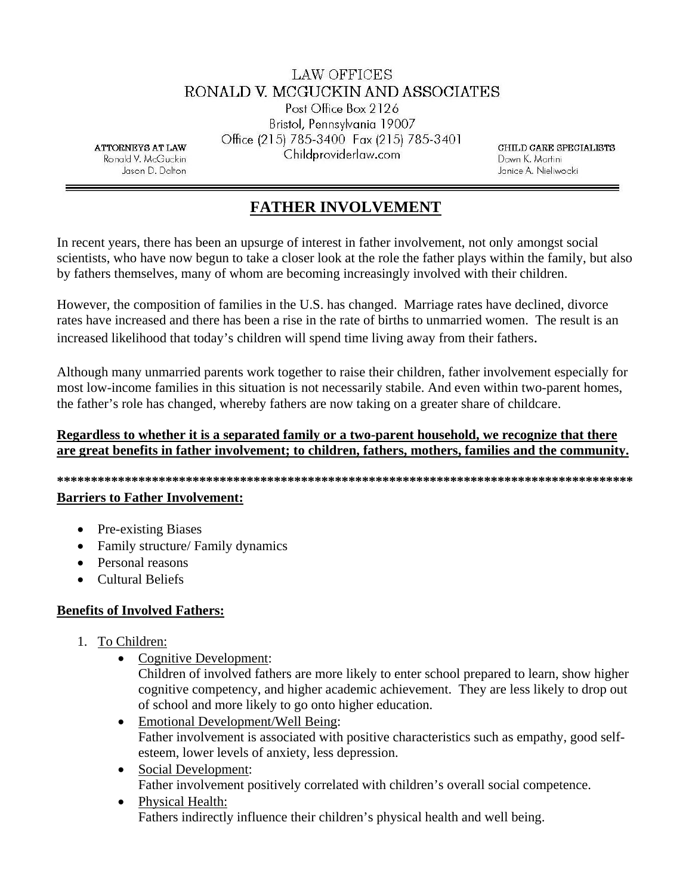LAW OFFICES
RONALD V. MCGUCKIN AND ASSOCIATES
Post Office Box 2126
Bristol, Pennsylvania 19007
Office (215) 785-3400 Fax (215) 785-3401
Childproviderlaw.com

**ATTORNEYS AT LAW**
Ronald V. McGuckin
Jason D. Dalton

**CHILD CARE SPECIALISTS**
Dawn K. Martini
Janice A. Nieliwocki

---

# FATHER INVOLVEMENT

In recent years, there has been an upsurge of interest in father involvement, not only amongst social scientists, who have now begun to take a closer look at the role the father plays within the family, but also by fathers themselves, many of whom are becoming increasingly involved with their children.

However, the composition of families in the U.S. has changed. Marriage rates have declined, divorce rates have increased and there has been a rise in the rate of births to unmarried women. The result is an increased likelihood that today's children will spend time living away from their fathers.

Although many unmarried parents work together to raise their children, father involvement especially for most low-income families in this situation is not necessarily stabile. And even within two-parent homes, the father's role has changed, whereby fathers are now taking on a greater share of childcare.

**Regardless to whether it is a separated family or a two-parent household, we recognize that there are great benefits in father involvement; to children, fathers, mothers, families and the community.**

**************************************************************************************

**Barriers to Father Involvement:**

- Pre-existing Biases
- Family structure/ Family dynamics
- Personal reasons
- Cultural Beliefs

**Benefits of Involved Fathers:**

1. To Children:
    - Cognitive Development:
      Children of involved fathers are more likely to enter school prepared to learn, show higher cognitive competency, and higher academic achievement. They are less likely to drop out of school and more likely to go onto higher education.
    - Emotional Development/Well Being:
      Father involvement is associated with positive characteristics such as empathy, good self-esteem, lower levels of anxiety, less depression.
    - Social Development:
      Father involvement positively correlated with children's overall social competence.
    - Physical Health:
      Fathers indirectly influence their children's physical health and well being.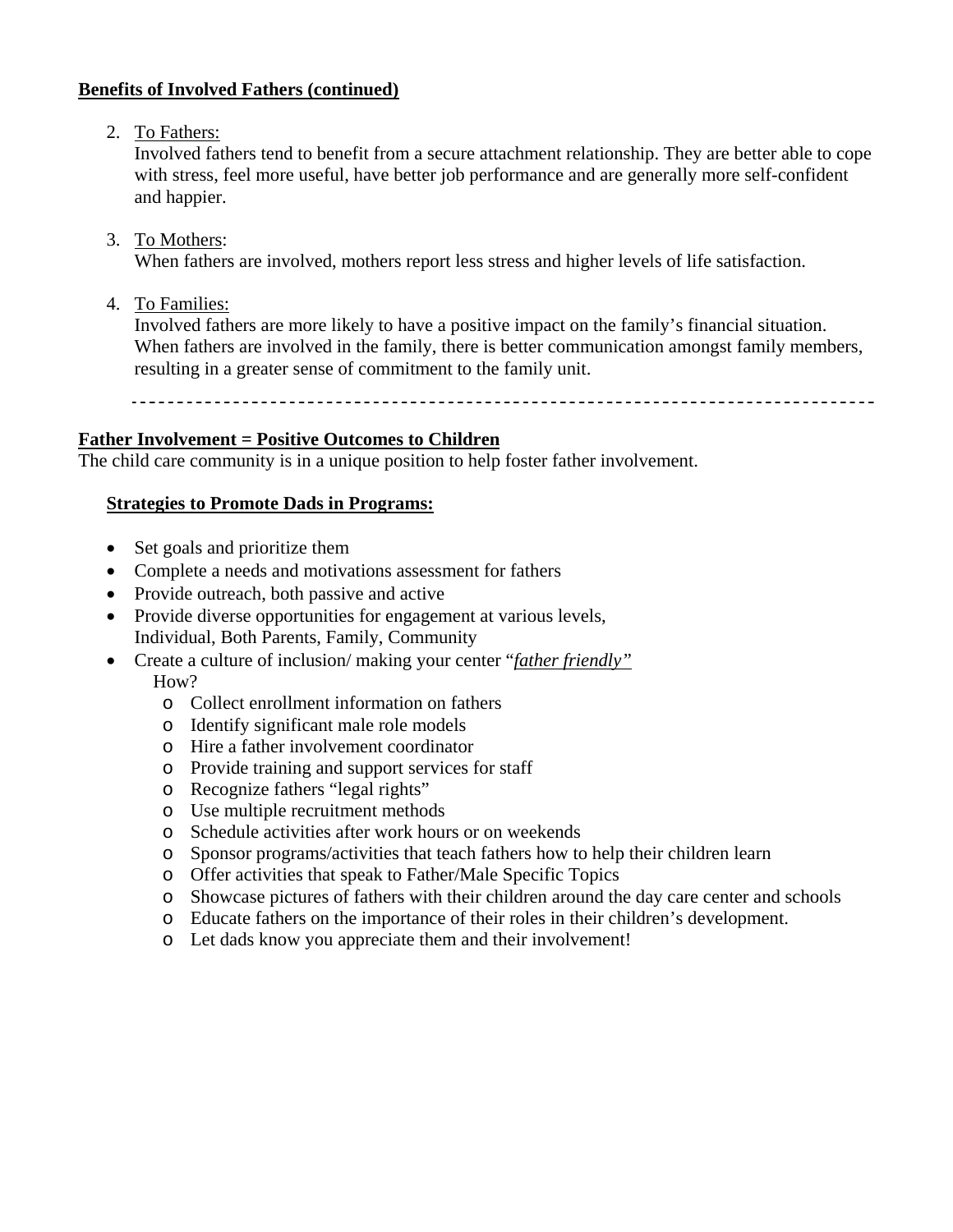**Benefits of Involved Fathers (continued)**

2. To Fathers:
   Involved fathers tend to benefit from a secure attachment relationship. They are better able to cope with stress, feel more useful, have better job performance and are generally more self-confident and happier.

3. To Mothers:
   When fathers are involved, mothers report less stress and higher levels of life satisfaction.

4. To Families:
   Involved fathers are more likely to have a positive impact on the family's financial situation. When fathers are involved in the family, there is better communication amongst family members, resulting in a greater sense of commitment to the family unit.

---

**Father Involvement = Positive Outcomes to Children**

The child care community is in a unique position to help foster father involvement.

**Strategies to Promote Dads in Programs:**

- Set goals and prioritize them
- Complete a needs and motivations assessment for fathers
- Provide outreach, both passive and active
- Provide diverse opportunities for engagement at various levels, Individual, Both Parents, Family, Community
- Create a culture of inclusion/ making your center "*father friendly"*
  How?
  - Collect enrollment information on fathers
  - Identify significant male role models
  - Hire a father involvement coordinator
  - Provide training and support services for staff
  - Recognize fathers "legal rights"
  - Use multiple recruitment methods
  - Schedule activities after work hours or on weekends
  - Sponsor programs/activities that teach fathers how to help their children learn
  - Offer activities that speak to Father/Male Specific Topics
  - Showcase pictures of fathers with their children around the day care center and schools
  - Educate fathers on the importance of their roles in their children's development.
  - Let dads know you appreciate them and their involvement!